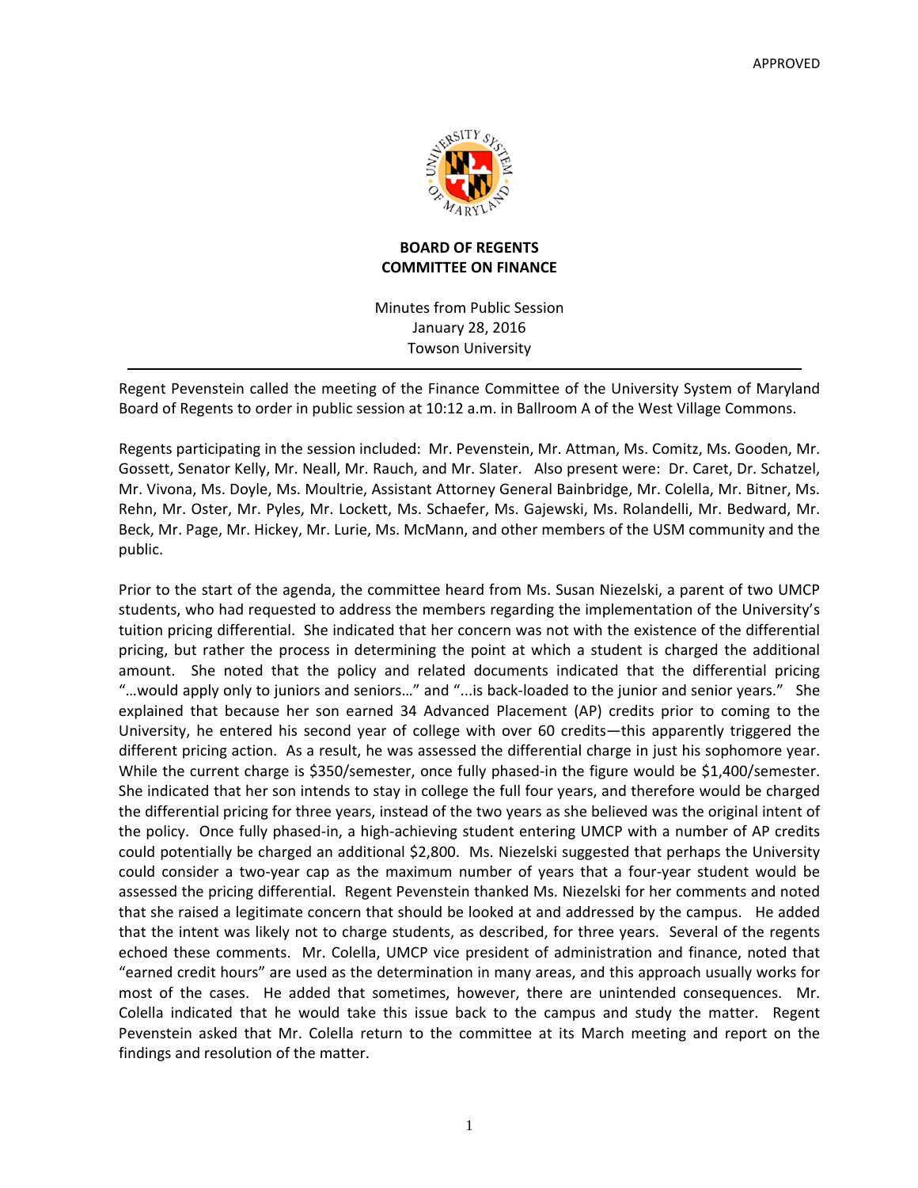APPROVED

**BOARD OF REGENTS**
**COMMITTEE ON FINANCE**

Minutes from Public Session
January 28, 2016
Towson University

---

Regent Pevenstein called the meeting of the Finance Committee of the University System of Maryland Board of Regents to order in public session at 10:12 a.m. in Ballroom A of the West Village Commons.

Regents participating in the session included: Mr. Pevenstein, Mr. Attman, Ms. Comitz, Ms. Gooden, Mr. Gossett, Senator Kelly, Mr. Neall, Mr. Rauch, and Mr. Slater. Also present were: Dr. Caret, Dr. Schatzel, Mr. Vivona, Ms. Doyle, Ms. Moultrie, Assistant Attorney General Bainbridge, Mr. Colella, Mr. Bitner, Ms. Rehn, Mr. Oster, Mr. Pyles, Mr. Lockett, Ms. Schaefer, Ms. Gajewski, Ms. Rolandelli, Mr. Bedward, Mr. Beck, Mr. Page, Mr. Hickey, Mr. Lurie, Ms. McMann, and other members of the USM community and the public.

Prior to the start of the agenda, the committee heard from Ms. Susan Niezelski, a parent of two UMCP students, who had requested to address the members regarding the implementation of the University's tuition pricing differential. She indicated that her concern was not with the existence of the differential pricing, but rather the process in determining the point at which a student is charged the additional amount. She noted that the policy and related documents indicated that the differential pricing "…would apply only to juniors and seniors…" and "...is back-loaded to the junior and senior years." She explained that because her son earned 34 Advanced Placement (AP) credits prior to coming to the University, he entered his second year of college with over 60 credits—this apparently triggered the different pricing action. As a result, he was assessed the differential charge in just his sophomore year. While the current charge is $350/semester, once fully phased-in the figure would be $1,400/semester. She indicated that her son intends to stay in college the full four years, and therefore would be charged the differential pricing for three years, instead of the two years as she believed was the original intent of the policy. Once fully phased-in, a high-achieving student entering UMCP with a number of AP credits could potentially be charged an additional $2,800. Ms. Niezelski suggested that perhaps the University could consider a two-year cap as the maximum number of years that a four-year student would be assessed the pricing differential. Regent Pevenstein thanked Ms. Niezelski for her comments and noted that she raised a legitimate concern that should be looked at and addressed by the campus. He added that the intent was likely not to charge students, as described, for three years. Several of the regents echoed these comments. Mr. Colella, UMCP vice president of administration and finance, noted that "earned credit hours" are used as the determination in many areas, and this approach usually works for most of the cases. He added that sometimes, however, there are unintended consequences. Mr. Colella indicated that he would take this issue back to the campus and study the matter. Regent Pevenstein asked that Mr. Colella return to the committee at its March meeting and report on the findings and resolution of the matter.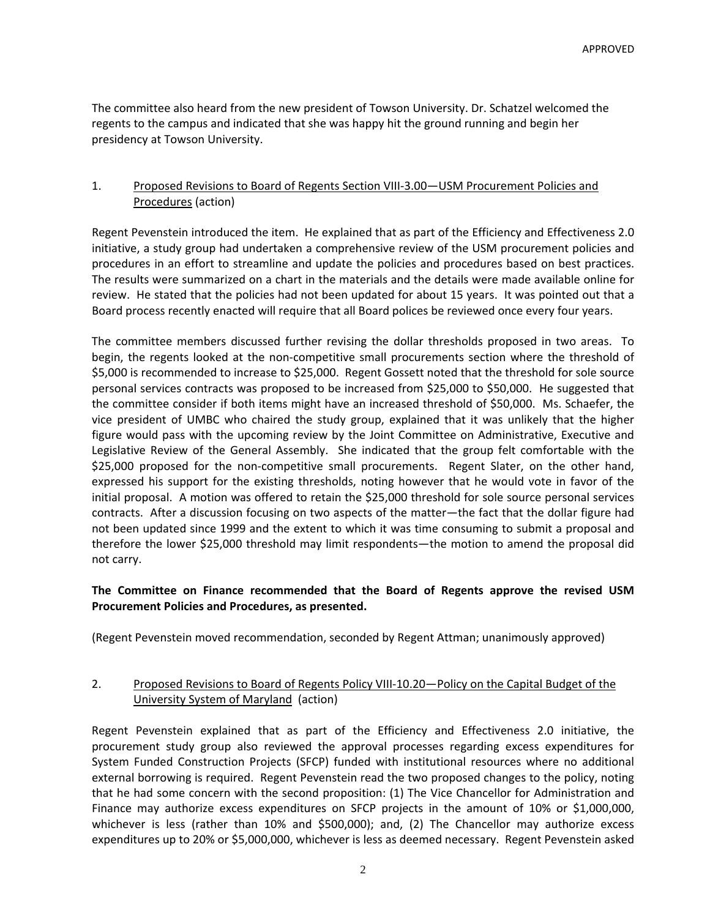APPROVED

The committee also heard from the new president of Towson University. Dr. Schatzel welcomed the regents to the campus and indicated that she was happy hit the ground running and begin her presidency at Towson University.

1. Proposed Revisions to Board of Regents Section VIII-3.00—USM Procurement Policies and Procedures (action)

Regent Pevenstein introduced the item. He explained that as part of the Efficiency and Effectiveness 2.0 initiative, a study group had undertaken a comprehensive review of the USM procurement policies and procedures in an effort to streamline and update the policies and procedures based on best practices. The results were summarized on a chart in the materials and the details were made available online for review. He stated that the policies had not been updated for about 15 years. It was pointed out that a Board process recently enacted will require that all Board polices be reviewed once every four years.

The committee members discussed further revising the dollar thresholds proposed in two areas. To begin, the regents looked at the non-competitive small procurements section where the threshold of $5,000 is recommended to increase to $25,000. Regent Gossett noted that the threshold for sole source personal services contracts was proposed to be increased from $25,000 to $50,000. He suggested that the committee consider if both items might have an increased threshold of $50,000. Ms. Schaefer, the vice president of UMBC who chaired the study group, explained that it was unlikely that the higher figure would pass with the upcoming review by the Joint Committee on Administrative, Executive and Legislative Review of the General Assembly. She indicated that the group felt comfortable with the $25,000 proposed for the non-competitive small procurements. Regent Slater, on the other hand, expressed his support for the existing thresholds, noting however that he would vote in favor of the initial proposal. A motion was offered to retain the $25,000 threshold for sole source personal services contracts. After a discussion focusing on two aspects of the matter—the fact that the dollar figure had not been updated since 1999 and the extent to which it was time consuming to submit a proposal and therefore the lower $25,000 threshold may limit respondents—the motion to amend the proposal did not carry.

**The Committee on Finance recommended that the Board of Regents approve the revised USM Procurement Policies and Procedures, as presented.**

(Regent Pevenstein moved recommendation, seconded by Regent Attman; unanimously approved)

2. Proposed Revisions to Board of Regents Policy VIII-10.20—Policy on the Capital Budget of the University System of Maryland (action)

Regent Pevenstein explained that as part of the Efficiency and Effectiveness 2.0 initiative, the procurement study group also reviewed the approval processes regarding excess expenditures for System Funded Construction Projects (SFCP) funded with institutional resources where no additional external borrowing is required. Regent Pevenstein read the two proposed changes to the policy, noting that he had some concern with the second proposition: (1) The Vice Chancellor for Administration and Finance may authorize excess expenditures on SFCP projects in the amount of 10% or $1,000,000, whichever is less (rather than 10% and $500,000); and, (2) The Chancellor may authorize excess expenditures up to 20% or $5,000,000, whichever is less as deemed necessary. Regent Pevenstein asked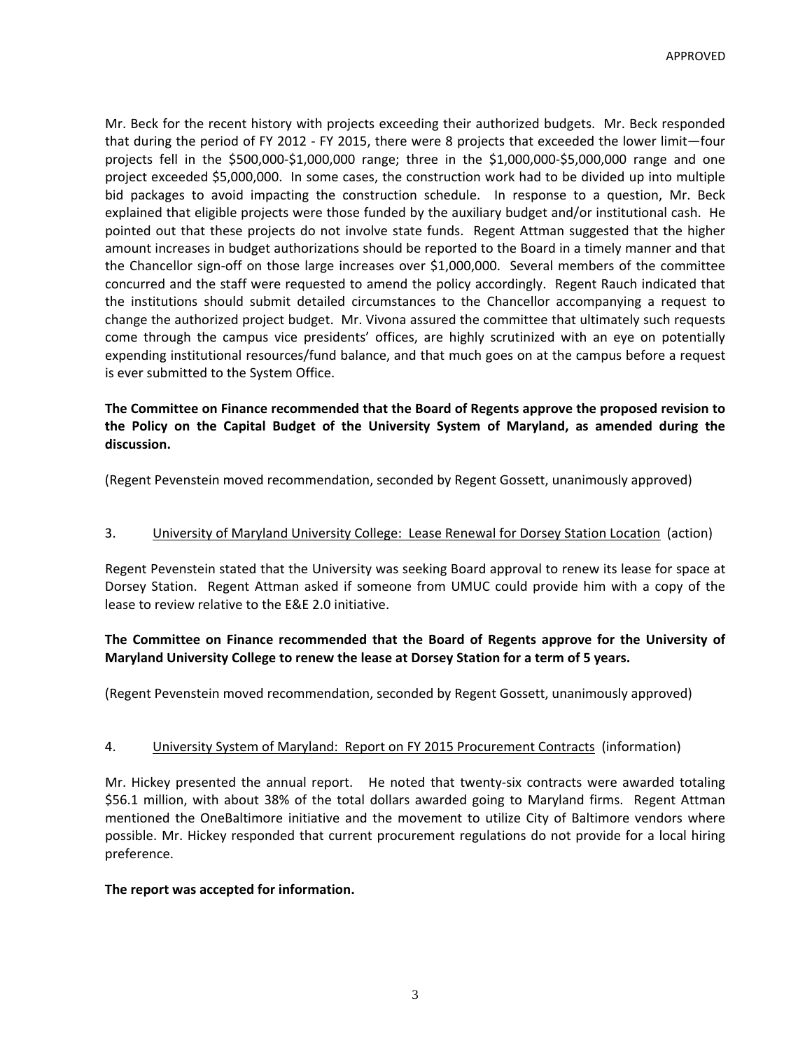Mr. Beck for the recent history with projects exceeding their authorized budgets. Mr. Beck responded that during the period of FY 2012 - FY 2015, there were 8 projects that exceeded the lower limit—four projects fell in the $500,000-$1,000,000 range; three in the $1,000,000-$5,000,000 range and one project exceeded $5,000,000. In some cases, the construction work had to be divided up into multiple bid packages to avoid impacting the construction schedule. In response to a question, Mr. Beck explained that eligible projects were those funded by the auxiliary budget and/or institutional cash. He pointed out that these projects do not involve state funds. Regent Attman suggested that the higher amount increases in budget authorizations should be reported to the Board in a timely manner and that the Chancellor sign-off on those large increases over $1,000,000. Several members of the committee concurred and the staff were requested to amend the policy accordingly. Regent Rauch indicated that the institutions should submit detailed circumstances to the Chancellor accompanying a request to change the authorized project budget. Mr. Vivona assured the committee that ultimately such requests come through the campus vice presidents' offices, are highly scrutinized with an eye on potentially expending institutional resources/fund balance, and that much goes on at the campus before a request is ever submitted to the System Office.

**The Committee on Finance recommended that the Board of Regents approve the proposed revision to the Policy on the Capital Budget of the University System of Maryland, as amended during the discussion.**

(Regent Pevenstein moved recommendation, seconded by Regent Gossett, unanimously approved)

3. University of Maryland University College: Lease Renewal for Dorsey Station Location (action)

Regent Pevenstein stated that the University was seeking Board approval to renew its lease for space at Dorsey Station. Regent Attman asked if someone from UMUC could provide him with a copy of the lease to review relative to the E&E 2.0 initiative.

**The Committee on Finance recommended that the Board of Regents approve for the University of Maryland University College to renew the lease at Dorsey Station for a term of 5 years.**

(Regent Pevenstein moved recommendation, seconded by Regent Gossett, unanimously approved)

4. University System of Maryland: Report on FY 2015 Procurement Contracts (information)

Mr. Hickey presented the annual report. He noted that twenty-six contracts were awarded totaling $56.1 million, with about 38% of the total dollars awarded going to Maryland firms. Regent Attman mentioned the OneBaltimore initiative and the movement to utilize City of Baltimore vendors where possible. Mr. Hickey responded that current procurement regulations do not provide for a local hiring preference.

**The report was accepted for information.**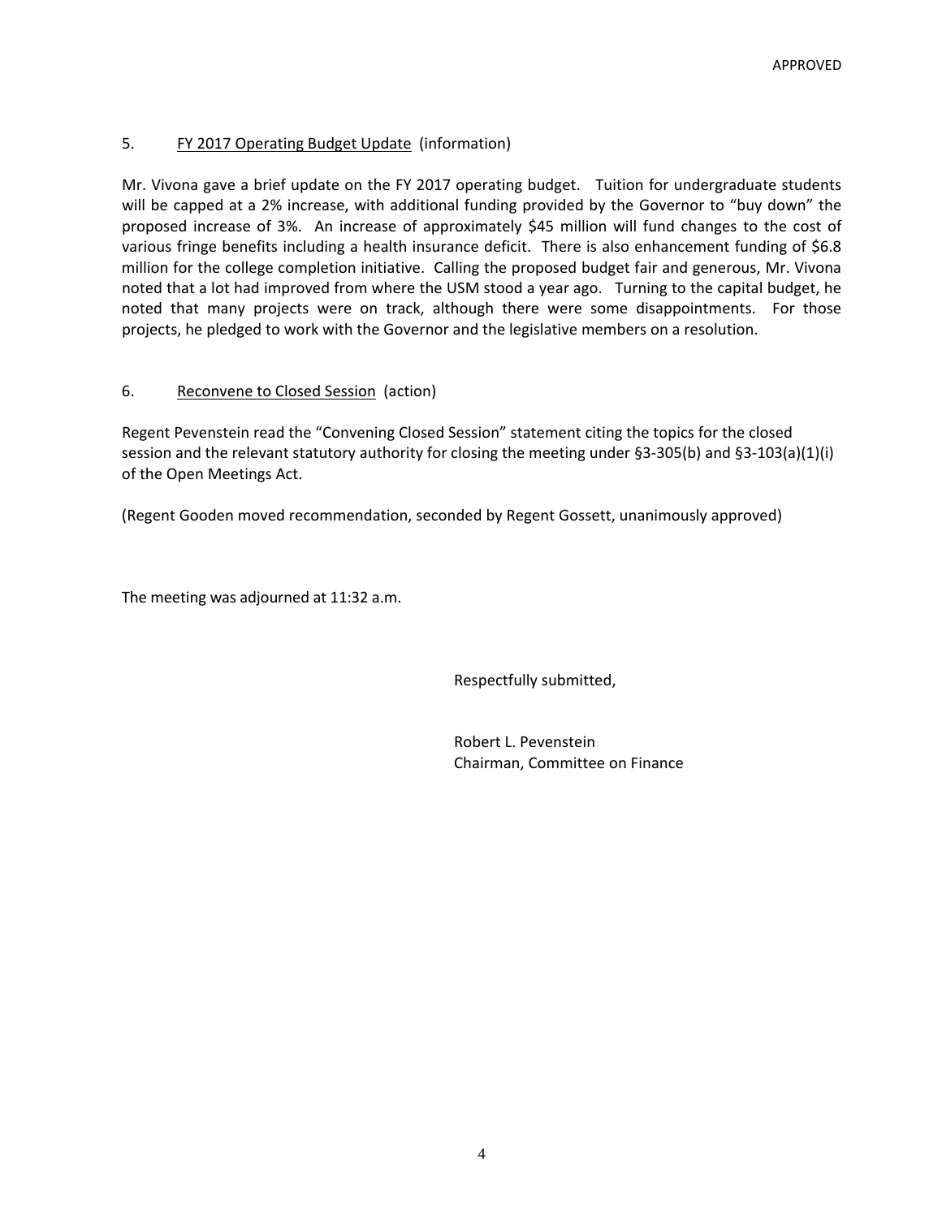APPROVED

5. FY 2017 Operating Budget Update (information)

Mr. Vivona gave a brief update on the FY 2017 operating budget. Tuition for undergraduate students will be capped at a 2% increase, with additional funding provided by the Governor to "buy down" the proposed increase of 3%. An increase of approximately $45 million will fund changes to the cost of various fringe benefits including a health insurance deficit. There is also enhancement funding of $6.8 million for the college completion initiative. Calling the proposed budget fair and generous, Mr. Vivona noted that a lot had improved from where the USM stood a year ago. Turning to the capital budget, he noted that many projects were on track, although there were some disappointments. For those projects, he pledged to work with the Governor and the legislative members on a resolution.

6. Reconvene to Closed Session (action)

Regent Pevenstein read the "Convening Closed Session" statement citing the topics for the closed session and the relevant statutory authority for closing the meeting under §3-305(b) and §3-103(a)(1)(i) of the Open Meetings Act.

(Regent Gooden moved recommendation, seconded by Regent Gossett, unanimously approved)

The meeting was adjourned at 11:32 a.m.

Respectfully submitted,

Robert L. Pevenstein
Chairman, Committee on Finance